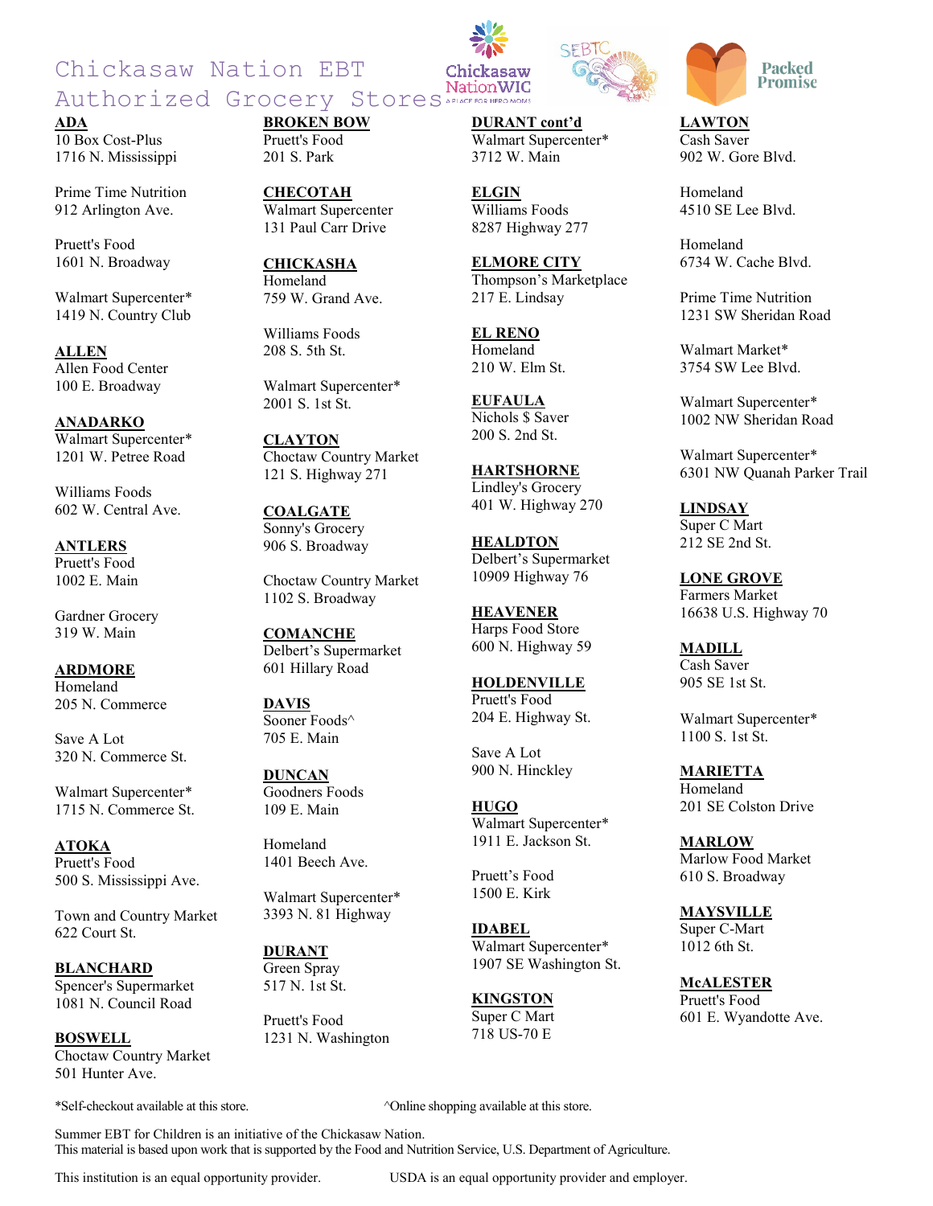# Chickasaw Nation EBT Authorized Grocery Stores

**ADA**
10 Box Cost-Plus
1716 N. Mississippi

Prime Time Nutrition
912 Arlington Ave.

Pruett's Food
1601 N. Broadway

Walmart Supercenter*
1419 N. Country Club

**ALLEN**
Allen Food Center
100 E. Broadway

**ANADARKO**
Walmart Supercenter*
1201 W. Petree Road

Williams Foods
602 W. Central Ave.

**ANTLERS**
Pruett's Food
1002 E. Main

Gardner Grocery
319 W. Main

**ARDMORE**
Homeland
205 N. Commerce

Save A Lot
320 N. Commerce St.

Walmart Supercenter*
1715 N. Commerce St.

**ATOKA**
Pruett's Food
500 S. Mississippi Ave.

Town and Country Market
622 Court St.

**BLANCHARD**
Spencer's Supermarket
1081 N. Council Road

**BOSWELL**
Choctaw Country Market
501 Hunter Ave.

**BROKEN BOW**
Pruett's Food
201 S. Park

**CHECOTAH**
Walmart Supercenter
131 Paul Carr Drive

**CHICKASHA**
Homeland
759 W. Grand Ave.

Williams Foods
208 S. 5th St.

Walmart Supercenter*
2001 S. 1st St.

**CLAYTON**
Choctaw Country Market
121 S. Highway 271

**COALGATE**
Sonny's Grocery
906 S. Broadway

Choctaw Country Market
1102 S. Broadway

**COMANCHE**
Delbert's Supermarket
601 Hillary Road

**DAVIS**
Sooner Foods^
705 E. Main

**DUNCAN**
Goodners Foods
109 E. Main

Homeland
1401 Beech Ave.

Walmart Supercenter*
3393 N. 81 Highway

**DURANT**
Green Spray
517 N. 1st St.

Pruett's Food
1231 N. Washington

**DURANT cont'd**
Walmart Supercenter*
3712 W. Main

**ELGIN**
Williams Foods
8287 Highway 277

**ELMORE CITY**
Thompson's Marketplace
217 E. Lindsay

**EL RENO**
Homeland
210 W. Elm St.

**EUFAULA**
Nichols $ Saver
200 S. 2nd St.

**HARTSHORNE**
Lindley's Grocery
401 W. Highway 270

**HEALDTON**
Delbert's Supermarket
10909 Highway 76

**HEAVENER**
Harps Food Store
600 N. Highway 59

**HOLDENVILLE**
Pruett's Food
204 E. Highway St.

Save A Lot
900 N. Hinckley

**HUGO**
Walmart Supercenter*
1911 E. Jackson St.

Pruett's Food
1500 E. Kirk

**IDABEL**
Walmart Supercenter*
1907 SE Washington St.

**KINGSTON**
Super C Mart
718 US-70 E

**LAWTON**
Cash Saver
902 W. Gore Blvd.

Homeland
4510 SE Lee Blvd.

Homeland
6734 W. Cache Blvd.

Prime Time Nutrition
1231 SW Sheridan Road

Walmart Market*
3754 SW Lee Blvd.

Walmart Supercenter*
1002 NW Sheridan Road

Walmart Supercenter*
6301 NW Quanah Parker Trail

**LINDSAY**
Super C Mart
212 SE 2nd St.

**LONE GROVE**
Farmers Market
16638 U.S. Highway 70

**MADILL**
Cash Saver
905 SE 1st St.

Walmart Supercenter*
1100 S. 1st St.

**MARIETTA**
Homeland
201 SE Colston Drive

**MARLOW**
Marlow Food Market
610 S. Broadway

**MAYSVILLE**
Super C-Mart
1012 6th St.

**McALESTER**
Pruett's Food
601 E. Wyandotte Ave.

*Self-checkout available at this store.

^Online shopping available at this store.

Summer EBT for Children is an initiative of the Chickasaw Nation.
This material is based upon work that is supported by the Food and Nutrition Service, U.S. Department of Agriculture.

This institution is an equal opportunity provider. USDA is an equal opportunity provider and employer.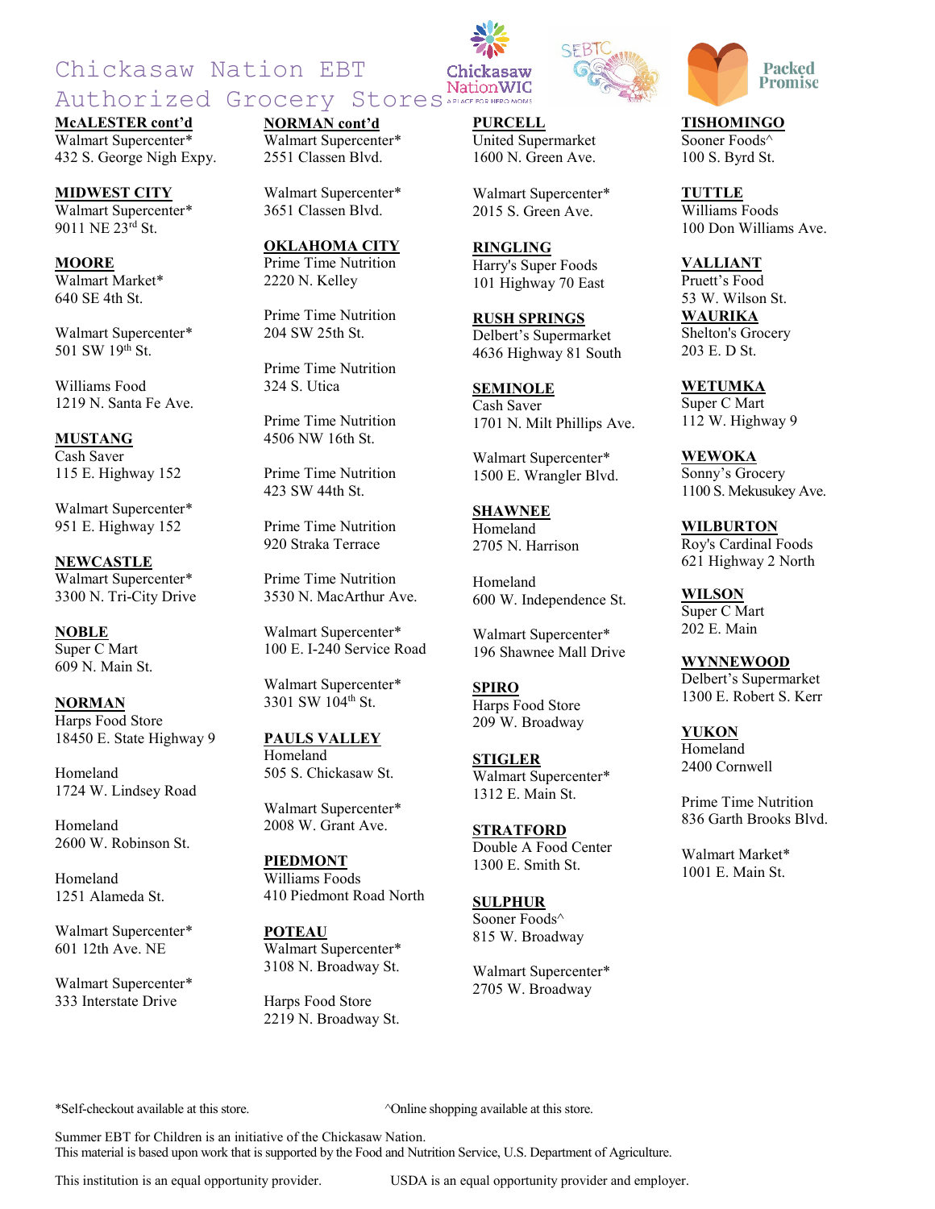# Chickasaw Nation EBT Authorized Grocery Stores

**McALESTER cont'd**
Walmart Supercenter*
432 S. George Nigh Expy.

**MIDWEST CITY**
Walmart Supercenter*
9011 NE 23rd St.

**MOORE**
Walmart Market*
640 SE 4th St.

Walmart Supercenter*
501 SW 19th St.

Williams Food
1219 N. Santa Fe Ave.

**MUSTANG**
Cash Saver
115 E. Highway 152

Walmart Supercenter*
951 E. Highway 152

**NEWCASTLE**
Walmart Supercenter*
3300 N. Tri-City Drive

**NOBLE**
Super C Mart
609 N. Main St.

**NORMAN**
Harps Food Store
18450 E. State Highway 9

Homeland
1724 W. Lindsey Road

Homeland
2600 W. Robinson St.

Homeland
1251 Alameda St.

Walmart Supercenter*
601 12th Ave. NE

Walmart Supercenter*
333 Interstate Drive

**NORMAN cont'd**
Walmart Supercenter*
2551 Classen Blvd.

Walmart Supercenter*
3651 Classen Blvd.

**OKLAHOMA CITY**
Prime Time Nutrition
2220 N. Kelley

Prime Time Nutrition
204 SW 25th St.

Prime Time Nutrition
324 S. Utica

Prime Time Nutrition
4506 NW 16th St.

Prime Time Nutrition
423 SW 44th St.

Prime Time Nutrition
920 Straka Terrace

Prime Time Nutrition
3530 N. MacArthur Ave.

Walmart Supercenter*
100 E. I-240 Service Road

Walmart Supercenter*
3301 SW 104th St.

**PAULS VALLEY**
Homeland
505 S. Chickasaw St.

Walmart Supercenter*
2008 W. Grant Ave.

**PIEDMONT**
Williams Foods
410 Piedmont Road North

**POTEAU**
Walmart Supercenter*
3108 N. Broadway St.

Harps Food Store
2219 N. Broadway St.

**PURCELL**
United Supermarket
1600 N. Green Ave.

Walmart Supercenter*
2015 S. Green Ave.

**RINGLING**
Harry's Super Foods
101 Highway 70 East

**RUSH SPRINGS**
Delbert's Supermarket
4636 Highway 81 South

**SEMINOLE**
Cash Saver
1701 N. Milt Phillips Ave.

Walmart Supercenter*
1500 E. Wrangler Blvd.

**SHAWNEE**
Homeland
2705 N. Harrison

Homeland
600 W. Independence St.

Walmart Supercenter*
196 Shawnee Mall Drive

**SPIRO**
Harps Food Store
209 W. Broadway

**STIGLER**
Walmart Supercenter*
1312 E. Main St.

**STRATFORD**
Double A Food Center
1300 E. Smith St.

**SULPHUR**
Sooner Foods^
815 W. Broadway

Walmart Supercenter*
2705 W. Broadway

**TISHOMINGO**
Sooner Foods^
100 S. Byrd St.

**TUTTLE**
Williams Foods
100 Don Williams Ave.

**VALLIANT**
Pruett's Food
53 W. Wilson St.

**WAURIKA**
Shelton's Grocery
203 E. D St.

**WETUMKA**
Super C Mart
112 W. Highway 9

**WEWOKA**
Sonny's Grocery
1100 S. Mekusukey Ave.

**WILBURTON**
Roy's Cardinal Foods
621 Highway 2 North

**WILSON**
Super C Mart
202 E. Main

**WYNNEWOOD**
Delbert's Supermarket
1300 E. Robert S. Kerr

**YUKON**
Homeland
2400 Cornwell

Prime Time Nutrition
836 Garth Brooks Blvd.

Walmart Market*
1001 E. Main St.

*Self-checkout available at this store. ^Online shopping available at this store.

Summer EBT for Children is an initiative of the Chickasaw Nation.
This material is based upon work that is supported by the Food and Nutrition Service, U.S. Department of Agriculture.

This institution is an equal opportunity provider. USDA is an equal opportunity provider and employer.